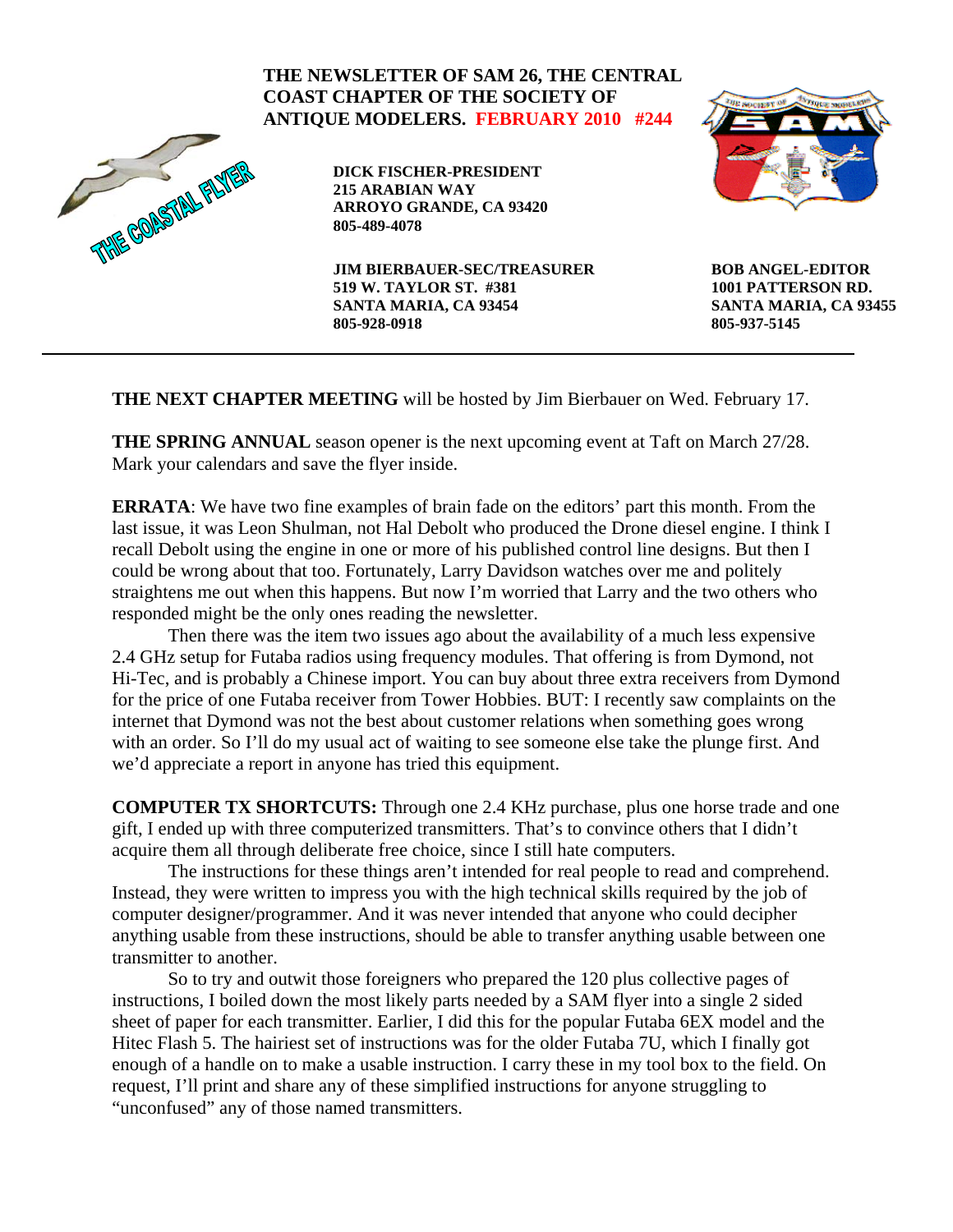**THE NEWSLETTER OF SAM 26, THE CENTRAL COAST CHAPTER OF THE SOCIETY OF ANTIQUE MODELERS. FEBRUARY 2010 #244**

THE COASTAL FLYER

**DICK FISCHER-PRESIDENT**
**215 ARABIAN WAY**
**ARROYO GRANDE, CA 93420**
**805-489-4078**

**JIM BIERBAUER-SEC/TREASURER**
**519 W. TAYLOR ST. #381**
**SANTA MARIA, CA 93454**
**805-928-0918**

**BOB ANGEL-EDITOR**
**1001 PATTERSON RD.**
**SANTA MARIA, CA 93455**
**805-937-5145**

---

**THE NEXT CHAPTER MEETING** will be hosted by Jim Bierbauer on Wed. February 17.

**THE SPRING ANNUAL** season opener is the next upcoming event at Taft on March 27/28. Mark your calendars and save the flyer inside.

**ERRATA**: We have two fine examples of brain fade on the editors' part this month. From the last issue, it was Leon Shulman, not Hal Debolt who produced the Drone diesel engine. I think I recall Debolt using the engine in one or more of his published control line designs. But then I could be wrong about that too. Fortunately, Larry Davidson watches over me and politely straightens me out when this happens. But now I'm worried that Larry and the two others who responded might be the only ones reading the newsletter.

Then there was the item two issues ago about the availability of a much less expensive 2.4 GHz setup for Futaba radios using frequency modules. That offering is from Dymond, not Hi-Tec, and is probably a Chinese import. You can buy about three extra receivers from Dymond for the price of one Futaba receiver from Tower Hobbies. BUT: I recently saw complaints on the internet that Dymond was not the best about customer relations when something goes wrong with an order. So I'll do my usual act of waiting to see someone else take the plunge first. And we'd appreciate a report in anyone has tried this equipment.

**COMPUTER TX SHORTCUTS:** Through one 2.4 KHz purchase, plus one horse trade and one gift, I ended up with three computerized transmitters. That's to convince others that I didn't acquire them all through deliberate free choice, since I still hate computers.

The instructions for these things aren't intended for real people to read and comprehend. Instead, they were written to impress you with the high technical skills required by the job of computer designer/programmer. And it was never intended that anyone who could decipher anything usable from these instructions, should be able to transfer anything usable between one transmitter to another.

So to try and outwit those foreigners who prepared the 120 plus collective pages of instructions, I boiled down the most likely parts needed by a SAM flyer into a single 2 sided sheet of paper for each transmitter. Earlier, I did this for the popular Futaba 6EX model and the Hitec Flash 5. The hairiest set of instructions was for the older Futaba 7U, which I finally got enough of a handle on to make a usable instruction. I carry these in my tool box to the field. On request, I'll print and share any of these simplified instructions for anyone struggling to "unconfused" any of those named transmitters.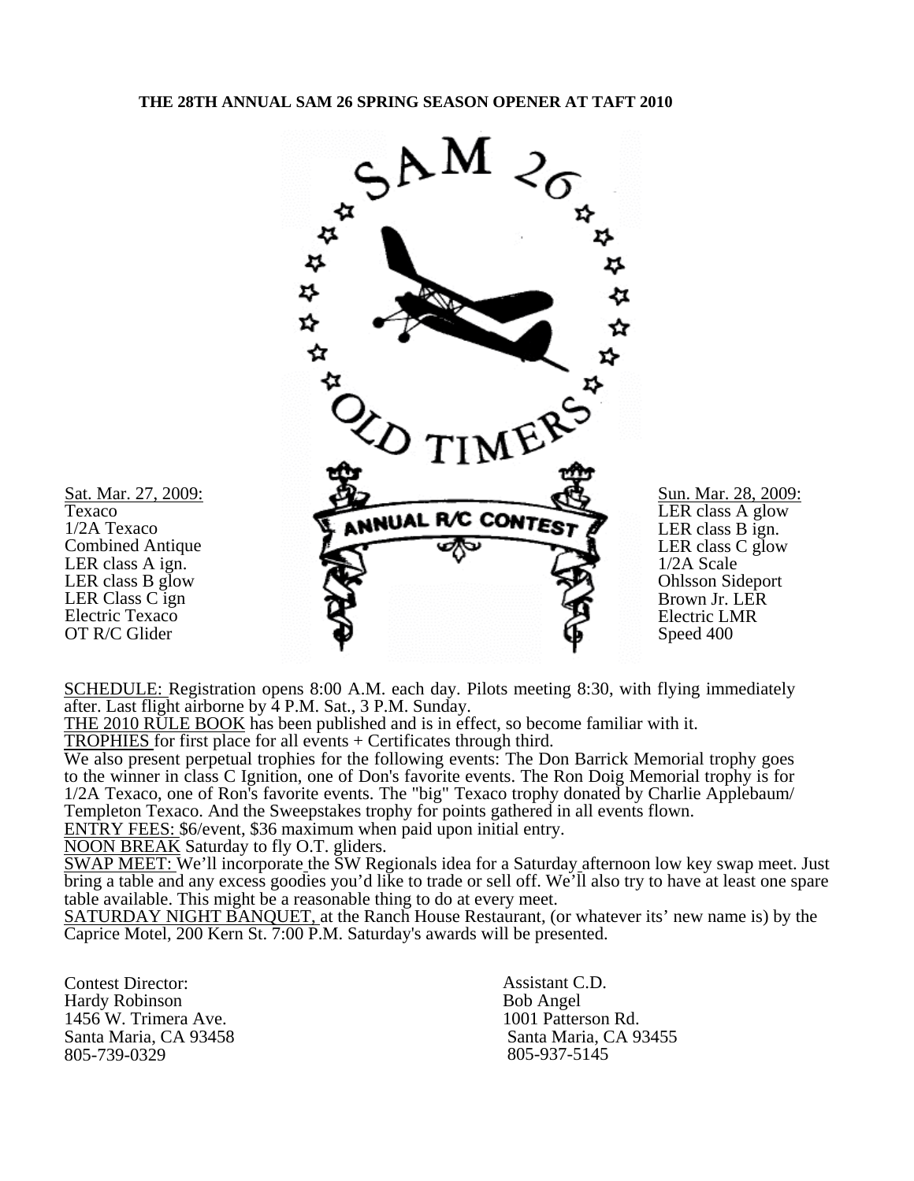**THE 28TH ANNUAL SAM 26 SPRING SEASON OPENER AT TAFT 2010**

SAM 26 OLD TIMERS ANNUAL R/C CONTEST

Sat. Mar. 27, 2009:
Texaco
1/2A Texaco
Combined Antique
LER class A ign.
LER class B glow
LER Class C ign
Electric Texaco
OT R/C Glider

Sun. Mar. 28, 2009:
LER class A glow
LER class B ign.
LER class C glow
1/2A Scale
Ohlsson Sideport
Brown Jr. LER
Electric LMR
Speed 400

SCHEDULE: Registration opens 8:00 A.M. each day. Pilots meeting 8:30, with flying immediately after. Last flight airborne by 4 P.M. Sat., 3 P.M. Sunday.

THE 2010 RULE BOOK has been published and is in effect, so become familiar with it.

TROPHIES for first place for all events + Certificates through third.

We also present perpetual trophies for the following events: The Don Barrick Memorial trophy goes to the winner in class C Ignition, one of Don's favorite events. The Ron Doig Memorial trophy is for 1/2A Texaco, one of Ron's favorite events. The "big" Texaco trophy donated by Charlie Applebaum/ Templeton Texaco. And the Sweepstakes trophy for points gathered in all events flown.

ENTRY FEES: $6/event, $36 maximum when paid upon initial entry.

NOON BREAK Saturday to fly O.T. gliders.

SWAP MEET: We'll incorporate the SW Regionals idea for a Saturday afternoon low key swap meet. Just bring a table and any excess goodies you'd like to trade or sell off. We'll also try to have at least one spare table available. This might be a reasonable thing to do at every meet.

SATURDAY NIGHT BANQUET, at the Ranch House Restaurant, (or whatever its' new name is) by the Caprice Motel, 200 Kern St. 7:00 P.M. Saturday's awards will be presented.

Contest Director:
Hardy Robinson
1456 W. Trimera Ave.
Santa Maria, CA 93458
805-739-0329

Assistant C.D.
Bob Angel
1001 Patterson Rd.
Santa Maria, CA 93455
805-937-5145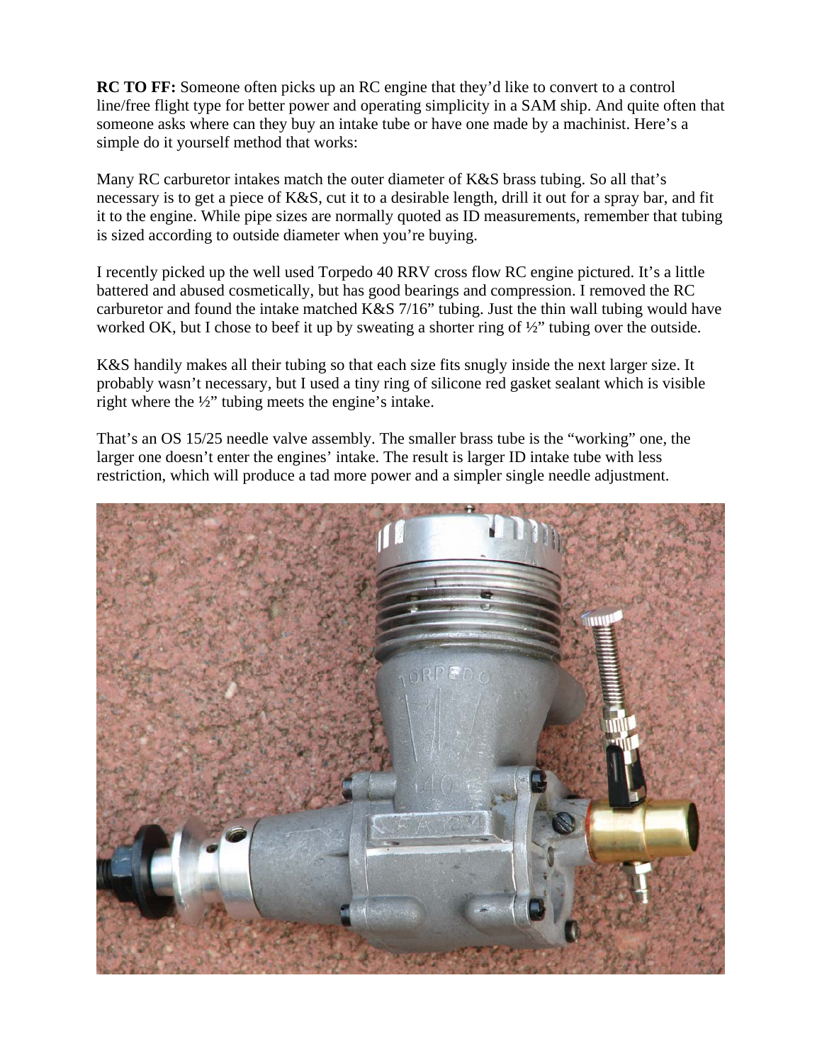**RC TO FF:** Someone often picks up an RC engine that they'd like to convert to a control line/free flight type for better power and operating simplicity in a SAM ship. And quite often that someone asks where can they buy an intake tube or have one made by a machinist. Here's a simple do it yourself method that works:

Many RC carburetor intakes match the outer diameter of K&S brass tubing. So all that's necessary is to get a piece of K&S, cut it to a desirable length, drill it out for a spray bar, and fit it to the engine. While pipe sizes are normally quoted as ID measurements, remember that tubing is sized according to outside diameter when you're buying.

I recently picked up the well used Torpedo 40 RRV cross flow RC engine pictured. It's a little battered and abused cosmetically, but has good bearings and compression. I removed the RC carburetor and found the intake matched K&S 7/16" tubing. Just the thin wall tubing would have worked OK, but I chose to beef it up by sweating a shorter ring of ½" tubing over the outside.

K&S handily makes all their tubing so that each size fits snugly inside the next larger size. It probably wasn't necessary, but I used a tiny ring of silicone red gasket sealant which is visible right where the ½" tubing meets the engine's intake.

That's an OS 15/25 needle valve assembly. The smaller brass tube is the "working" one, the larger one doesn't enter the engines' intake. The result is larger ID intake tube with less restriction, which will produce a tad more power and a simpler single needle adjustment.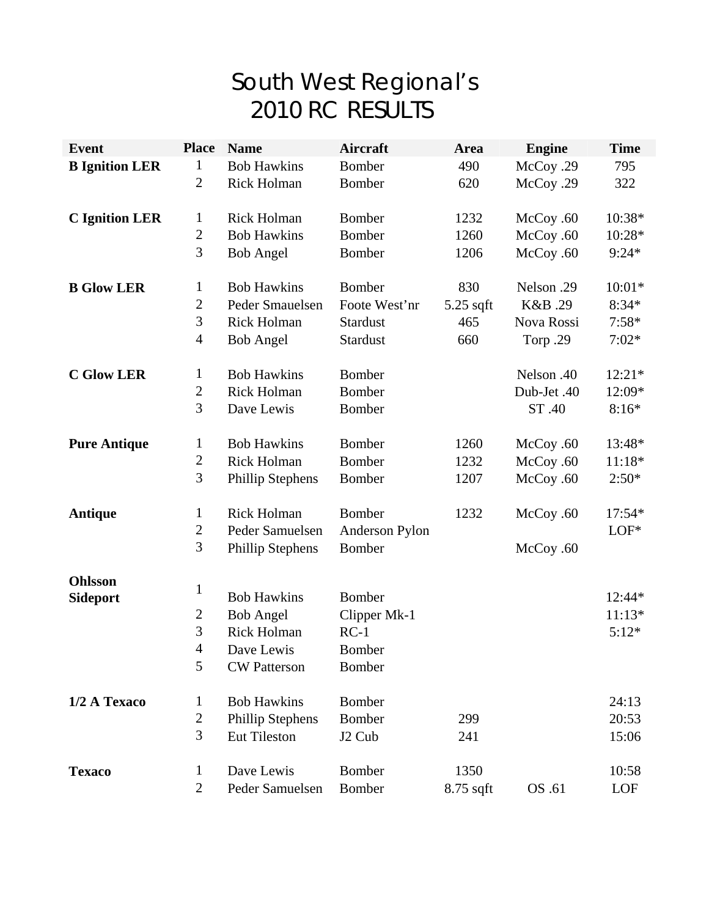# South West Regional's 2010 RC RESULTS

| Event | Place | Name | Aircraft | Area | Engine | Time |
|---|---|---|---|---|---|---|
| **B Ignition LER** | 1 | Bob Hawkins | Bomber | 490 | McCoy .29 | 795 |
| | 2 | Rick Holman | Bomber | 620 | McCoy .29 | 322 |
| **C Ignition LER** | 1 | Rick Holman | Bomber | 1232 | McCoy .60 | 10:38* |
| | 2 | Bob Hawkins | Bomber | 1260 | McCoy .60 | 10:28* |
| | 3 | Bob Angel | Bomber | 1206 | McCoy .60 | 9:24* |
| **B Glow LER** | 1 | Bob Hawkins | Bomber | 830 | Nelson .29 | 10:01* |
| | 2 | Peder Smauelsen | Foote West'nr | 5.25 sqft | K&B .29 | 8:34* |
| | 3 | Rick Holman | Stardust | 465 | Nova Rossi | 7:58* |
| | 4 | Bob Angel | Stardust | 660 | Torp .29 | 7:02* |
| **C Glow LER** | 1 | Bob Hawkins | Bomber | | Nelson .40 | 12:21* |
| | 2 | Rick Holman | Bomber | | Dub-Jet .40 | 12:09* |
| | 3 | Dave Lewis | Bomber | | ST .40 | 8:16* |
| **Pure Antique** | 1 | Bob Hawkins | Bomber | 1260 | McCoy .60 | 13:48* |
| | 2 | Rick Holman | Bomber | 1232 | McCoy .60 | 11:18* |
| | 3 | Phillip Stephens | Bomber | 1207 | McCoy .60 | 2:50* |
| **Antique** | 1 | Rick Holman | Bomber | 1232 | McCoy .60 | 17:54* |
| | 2 | Peder Samuelsen | Anderson Pylon | | | LOF* |
| | 3 | Phillip Stephens | Bomber | | McCoy .60 | |
| **Ohlsson Sideport** | 1 | Bob Hawkins | Bomber | | | 12:44* |
| | 2 | Bob Angel | Clipper Mk-1 | | | 11:13* |
| | 3 | Rick Holman | RC-1 | | | 5:12* |
| | 4 | Dave Lewis | Bomber | | | |
| | 5 | CW Patterson | Bomber | | | |
| **1/2 A Texaco** | 1 | Bob Hawkins | Bomber | | | 24:13 |
| | 2 | Phillip Stephens | Bomber | 299 | | 20:53 |
| | 3 | Eut Tileston | J2 Cub | 241 | | 15:06 |
| **Texaco** | 1 | Dave Lewis | Bomber | 1350 | | 10:58 |
| | 2 | Peder Samuelsen | Bomber | 8.75 sqft | OS .61 | LOF |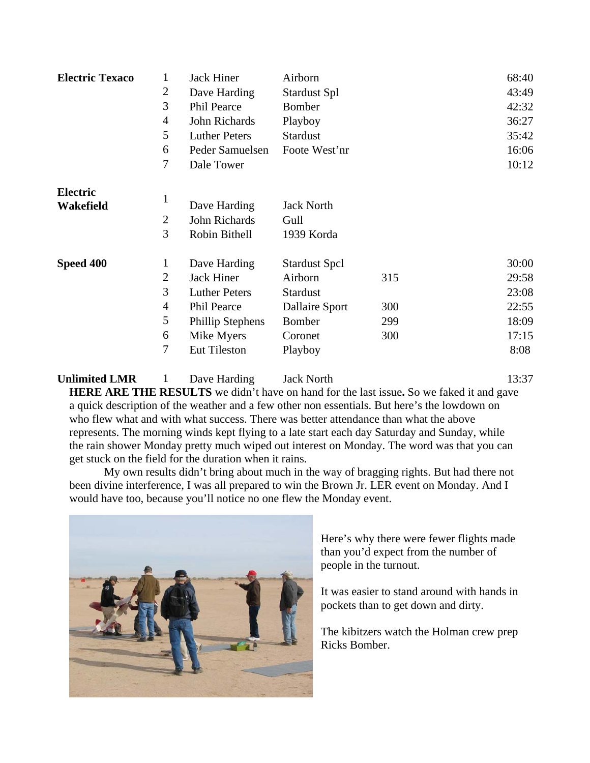| Event | Place | Name | Model | | Time |
|---|---|---|---|---|---|
| **Electric Texaco** | 1 | Jack Hiner | Airborn | | 68:40 |
| | 2 | Dave Harding | Stardust Spl | | 43:49 |
| | 3 | Phil Pearce | Bomber | | 42:32 |
| | 4 | John Richards | Playboy | | 36:27 |
| | 5 | Luther Peters | Stardust | | 35:42 |
| | 6 | Peder Samuelsen | Foote West'nr | | 16:06 |
| | 7 | Dale Tower | | | 10:12 |
| **Electric Wakefield** | 1 | Dave Harding | Jack North | | |
| | 2 | John Richards | Gull | | |
| | 3 | Robin Bithell | 1939 Korda | | |
| **Speed 400** | 1 | Dave Harding | Stardust Spcl | | 30:00 |
| | 2 | Jack Hiner | Airborn | 315 | 29:58 |
| | 3 | Luther Peters | Stardust | | 23:08 |
| | 4 | Phil Pearce | Dallaire Sport | 300 | 22:55 |
| | 5 | Phillip Stephens | Bomber | 299 | 18:09 |
| | 6 | Mike Myers | Coronet | 300 | 17:15 |
| | 7 | Eut Tileston | Playboy | | 8:08 |
| **Unlimited LMR** | 1 | Dave Harding | Jack North | | 13:37 |

**HERE ARE THE RESULTS** we didn't have on hand for the last issue**.** So we faked it and gave a quick description of the weather and a few other non essentials. But here's the lowdown on who flew what and with what success. There was better attendance than what the above represents. The morning winds kept flying to a late start each day Saturday and Sunday, while the rain shower Monday pretty much wiped out interest on Monday. The word was that you can get stuck on the field for the duration when it rains.

My own results didn't bring about much in the way of bragging rights. But had there not been divine interference, I was all prepared to win the Brown Jr. LER event on Monday. And I would have too, because you'll notice no one flew the Monday event.

Here's why there were fewer flights made than you'd expect from the number of people in the turnout.

It was easier to stand around with hands in pockets than to get down and dirty.

The kibitzers watch the Holman crew prep Ricks Bomber.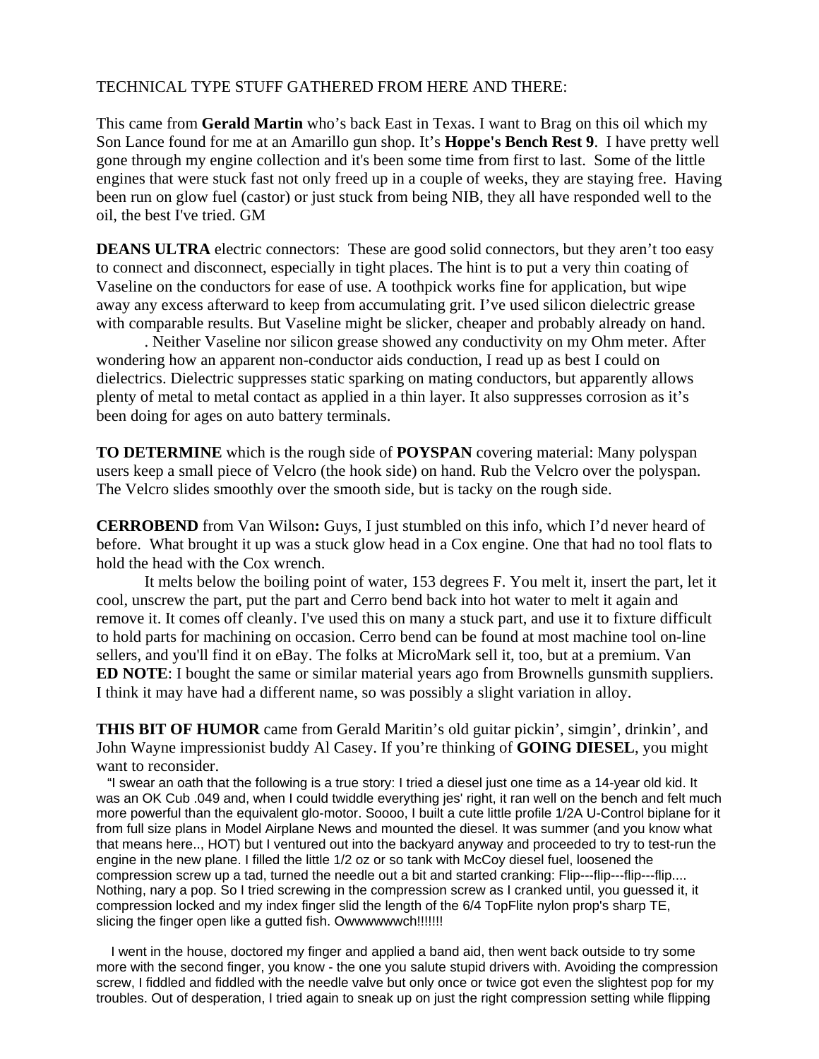TECHNICAL TYPE STUFF GATHERED FROM HERE AND THERE:

This came from **Gerald Martin** who's back East in Texas. I want to Brag on this oil which my Son Lance found for me at an Amarillo gun shop. It's **Hoppe's Bench Rest 9**. I have pretty well gone through my engine collection and it's been some time from first to last. Some of the little engines that were stuck fast not only freed up in a couple of weeks, they are staying free. Having been run on glow fuel (castor) or just stuck from being NIB, they all have responded well to the oil, the best I've tried. GM

**DEANS ULTRA** electric connectors: These are good solid connectors, but they aren't too easy to connect and disconnect, especially in tight places. The hint is to put a very thin coating of Vaseline on the conductors for ease of use. A toothpick works fine for application, but wipe away any excess afterward to keep from accumulating grit. I've used silicon dielectric grease with comparable results. But Vaseline might be slicker, cheaper and probably already on hand.

. Neither Vaseline nor silicon grease showed any conductivity on my Ohm meter. After wondering how an apparent non-conductor aids conduction, I read up as best I could on dielectrics. Dielectric suppresses static sparking on mating conductors, but apparently allows plenty of metal to metal contact as applied in a thin layer. It also suppresses corrosion as it's been doing for ages on auto battery terminals.

**TO DETERMINE** which is the rough side of **POYSPAN** covering material: Many polyspan users keep a small piece of Velcro (the hook side) on hand. Rub the Velcro over the polyspan. The Velcro slides smoothly over the smooth side, but is tacky on the rough side.

**CERROBEND** from Van Wilson**:** Guys, I just stumbled on this info, which I'd never heard of before. What brought it up was a stuck glow head in a Cox engine. One that had no tool flats to hold the head with the Cox wrench.

It melts below the boiling point of water, 153 degrees F. You melt it, insert the part, let it cool, unscrew the part, put the part and Cerro bend back into hot water to melt it again and remove it. It comes off cleanly. I've used this on many a stuck part, and use it to fixture difficult to hold parts for machining on occasion. Cerro bend can be found at most machine tool on-line sellers, and you'll find it on eBay. The folks at MicroMark sell it, too, but at a premium. Van

**ED NOTE**: I bought the same or similar material years ago from Brownells gunsmith suppliers. I think it may have had a different name, so was possibly a slight variation in alloy.

**THIS BIT OF HUMOR** came from Gerald Maritin's old guitar pickin', simgin', drinkin', and John Wayne impressionist buddy Al Casey. If you're thinking of **GOING DIESEL**, you might want to reconsider.

"I swear an oath that the following is a true story: I tried a diesel just one time as a 14-year old kid. It was an OK Cub .049 and, when I could twiddle everything jes' right, it ran well on the bench and felt much more powerful than the equivalent glo-motor. Soooo, I built a cute little profile 1/2A U-Control biplane for it from full size plans in Model Airplane News and mounted the diesel. It was summer (and you know what that means here.., HOT) but I ventured out into the backyard anyway and proceeded to try to test-run the engine in the new plane. I filled the little 1/2 oz or so tank with McCoy diesel fuel, loosened the compression screw up a tad, turned the needle out a bit and started cranking: Flip---flip---flip---flip.... Nothing, nary a pop. So I tried screwing in the compression screw as I cranked until, you guessed it, it compression locked and my index finger slid the length of the 6/4 TopFlite nylon prop's sharp TE, slicing the finger open like a gutted fish. Owwwwwwch!!!!!!!

I went in the house, doctored my finger and applied a band aid, then went back outside to try some more with the second finger, you know - the one you salute stupid drivers with. Avoiding the compression screw, I fiddled and fiddled with the needle valve but only once or twice got even the slightest pop for my troubles. Out of desperation, I tried again to sneak up on just the right compression setting while flipping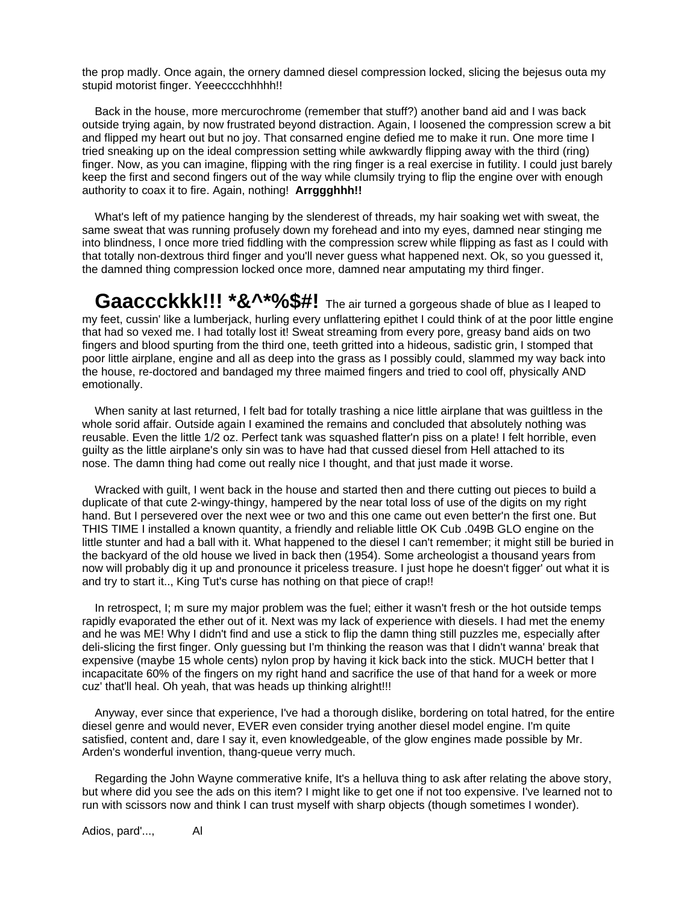the prop madly. Once again, the ornery damned diesel compression locked, slicing the bejesus outa my stupid motorist finger. Yeeecccchhhhh!!

Back in the house, more mercurochrome (remember that stuff?) another band aid and I was back outside trying again, by now frustrated beyond distraction. Again, I loosened the compression screw a bit and flipped my heart out but no joy. That consarned engine defied me to make it run. One more time I tried sneaking up on the ideal compression setting while awkwardly flipping away with the third (ring) finger. Now, as you can imagine, flipping with the ring finger is a real exercise in futility. I could just barely keep the first and second fingers out of the way while clumsily trying to flip the engine over with enough authority to coax it to fire. Again, nothing! **Arrggghhh!!**

What's left of my patience hanging by the slenderest of threads, my hair soaking wet with sweat, the same sweat that was running profusely down my forehead and into my eyes, damned near stinging me into blindness, I once more tried fiddling with the compression screw while flipping as fast as I could with that totally non-dextrous third finger and you'll never guess what happened next. Ok, so you guessed it, the damned thing compression locked once more, damned near amputating my third finger.

**Gaaccckkk!!! *&^*%$#!** The air turned a gorgeous shade of blue as I leaped to my feet, cussin' like a lumberjack, hurling every unflattering epithet I could think of at the poor little engine that had so vexed me. I had totally lost it! Sweat streaming from every pore, greasy band aids on two fingers and blood spurting from the third one, teeth gritted into a hideous, sadistic grin, I stomped that poor little airplane, engine and all as deep into the grass as I possibly could, slammed my way back into the house, re-doctored and bandaged my three maimed fingers and tried to cool off, physically AND emotionally.

When sanity at last returned, I felt bad for totally trashing a nice little airplane that was guiltless in the whole sorid affair. Outside again I examined the remains and concluded that absolutely nothing was reusable. Even the little 1/2 oz. Perfect tank was squashed flatter'n piss on a plate! I felt horrible, even guilty as the little airplane's only sin was to have had that cussed diesel from Hell attached to its nose. The damn thing had come out really nice I thought, and that just made it worse.

Wracked with guilt, I went back in the house and started then and there cutting out pieces to build a duplicate of that cute 2-wingy-thingy, hampered by the near total loss of use of the digits on my right hand. But I persevered over the next wee or two and this one came out even better'n the first one. But THIS TIME I installed a known quantity, a friendly and reliable little OK Cub .049B GLO engine on the little stunter and had a ball with it. What happened to the diesel I can't remember; it might still be buried in the backyard of the old house we lived in back then (1954). Some archeologist a thousand years from now will probably dig it up and pronounce it priceless treasure. I just hope he doesn't figger' out what it is and try to start it.., King Tut's curse has nothing on that piece of crap!!

In retrospect, I; m sure my major problem was the fuel; either it wasn't fresh or the hot outside temps rapidly evaporated the ether out of it. Next was my lack of experience with diesels. I had met the enemy and he was ME! Why I didn't find and use a stick to flip the damn thing still puzzles me, especially after deli-slicing the first finger. Only guessing but I'm thinking the reason was that I didn't wanna' break that expensive (maybe 15 whole cents) nylon prop by having it kick back into the stick. MUCH better that I incapacitate 60% of the fingers on my right hand and sacrifice the use of that hand for a week or more cuz' that'll heal. Oh yeah, that was heads up thinking alright!!!

Anyway, ever since that experience, I've had a thorough dislike, bordering on total hatred, for the entire diesel genre and would never, EVER even consider trying another diesel model engine. I'm quite satisfied, content and, dare I say it, even knowledgeable, of the glow engines made possible by Mr. Arden's wonderful invention, thang-queue verry much.

Regarding the John Wayne commerative knife, It's a helluva thing to ask after relating the above story, but where did you see the ads on this item? I might like to get one if not too expensive. I've learned not to run with scissors now and think I can trust myself with sharp objects (though sometimes I wonder).

Adios, pard'..., Al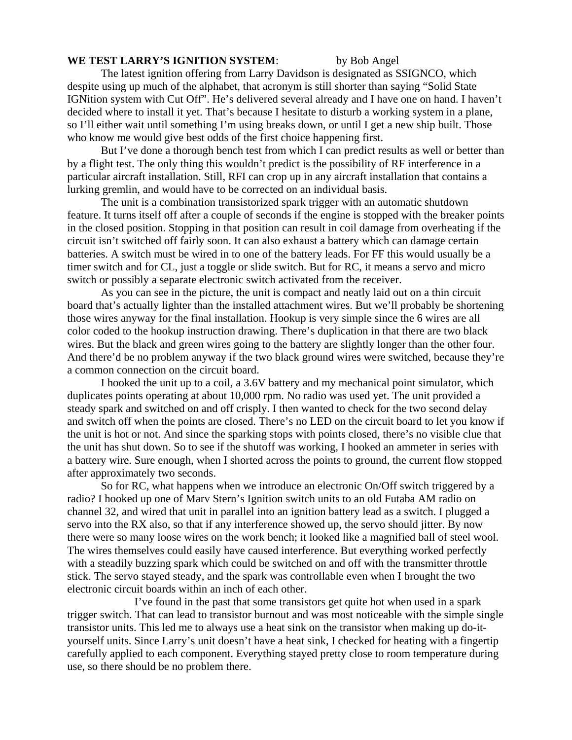**WE TEST LARRY'S IGNITION SYSTEM**: by Bob Angel

The latest ignition offering from Larry Davidson is designated as SSIGNCO, which despite using up much of the alphabet, that acronym is still shorter than saying "Solid State IGNition system with Cut Off". He's delivered several already and I have one on hand. I haven't decided where to install it yet. That's because I hesitate to disturb a working system in a plane, so I'll either wait until something I'm using breaks down, or until I get a new ship built. Those who know me would give best odds of the first choice happening first.

But I've done a thorough bench test from which I can predict results as well or better than by a flight test. The only thing this wouldn't predict is the possibility of RF interference in a particular aircraft installation. Still, RFI can crop up in any aircraft installation that contains a lurking gremlin, and would have to be corrected on an individual basis.

The unit is a combination transistorized spark trigger with an automatic shutdown feature. It turns itself off after a couple of seconds if the engine is stopped with the breaker points in the closed position. Stopping in that position can result in coil damage from overheating if the circuit isn't switched off fairly soon. It can also exhaust a battery which can damage certain batteries. A switch must be wired in to one of the battery leads. For FF this would usually be a timer switch and for CL, just a toggle or slide switch. But for RC, it means a servo and micro switch or possibly a separate electronic switch activated from the receiver.

As you can see in the picture, the unit is compact and neatly laid out on a thin circuit board that's actually lighter than the installed attachment wires. But we'll probably be shortening those wires anyway for the final installation. Hookup is very simple since the 6 wires are all color coded to the hookup instruction drawing. There's duplication in that there are two black wires. But the black and green wires going to the battery are slightly longer than the other four. And there'd be no problem anyway if the two black ground wires were switched, because they're a common connection on the circuit board.

I hooked the unit up to a coil, a 3.6V battery and my mechanical point simulator, which duplicates points operating at about 10,000 rpm. No radio was used yet. The unit provided a steady spark and switched on and off crisply. I then wanted to check for the two second delay and switch off when the points are closed. There's no LED on the circuit board to let you know if the unit is hot or not. And since the sparking stops with points closed, there's no visible clue that the unit has shut down. So to see if the shutoff was working, I hooked an ammeter in series with a battery wire. Sure enough, when I shorted across the points to ground, the current flow stopped after approximately two seconds.

So for RC, what happens when we introduce an electronic On/Off switch triggered by a radio? I hooked up one of Marv Stern's Ignition switch units to an old Futaba AM radio on channel 32, and wired that unit in parallel into an ignition battery lead as a switch. I plugged a servo into the RX also, so that if any interference showed up, the servo should jitter. By now there were so many loose wires on the work bench; it looked like a magnified ball of steel wool. The wires themselves could easily have caused interference. But everything worked perfectly with a steadily buzzing spark which could be switched on and off with the transmitter throttle stick. The servo stayed steady, and the spark was controllable even when I brought the two electronic circuit boards within an inch of each other.

I've found in the past that some transistors get quite hot when used in a spark trigger switch. That can lead to transistor burnout and was most noticeable with the simple single transistor units. This led me to always use a heat sink on the transistor when making up do-it-yourself units. Since Larry's unit doesn't have a heat sink, I checked for heating with a fingertip carefully applied to each component. Everything stayed pretty close to room temperature during use, so there should be no problem there.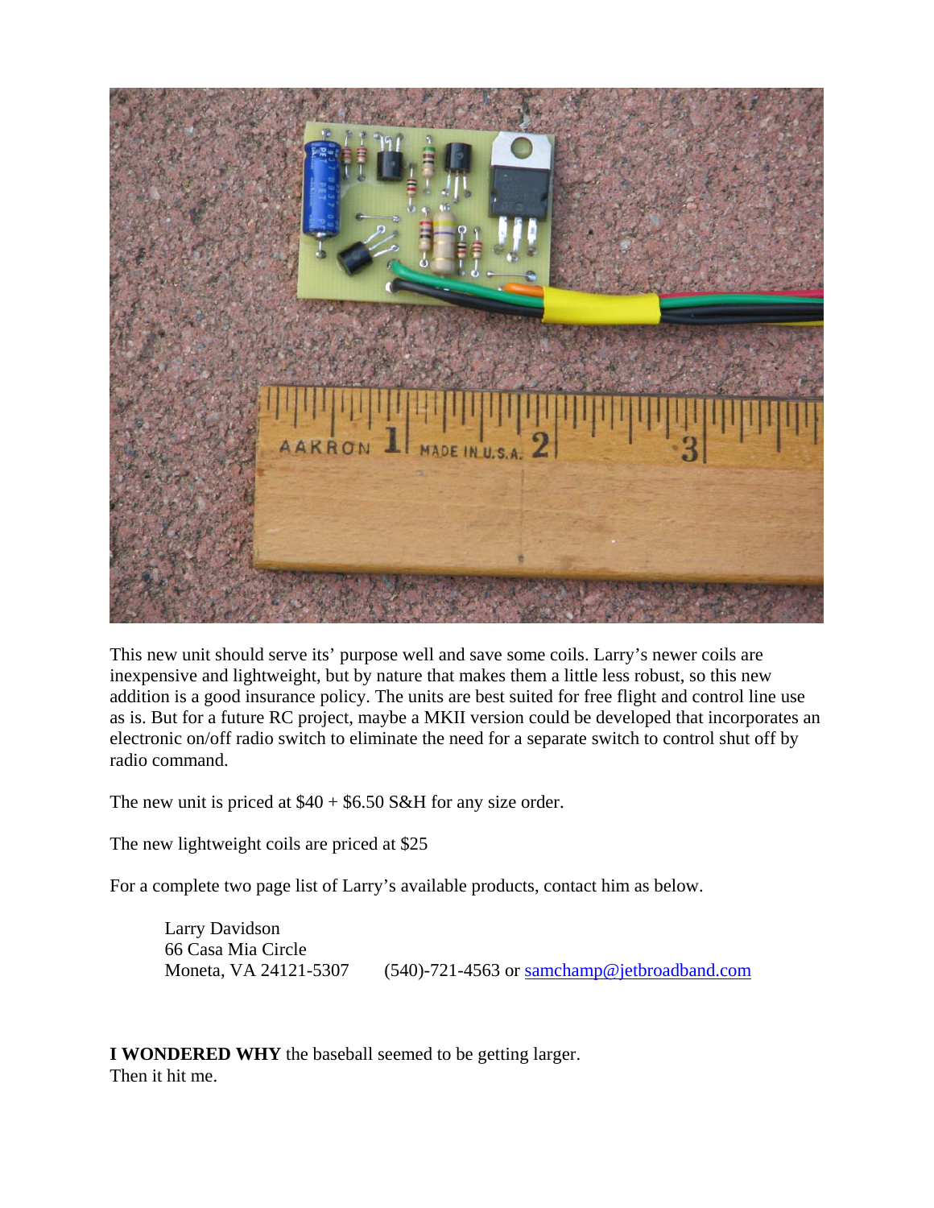This new unit should serve its' purpose well and save some coils. Larry's newer coils are inexpensive and lightweight, but by nature that makes them a little less robust, so this new addition is a good insurance policy. The units are best suited for free flight and control line use as is. But for a future RC project, maybe a MKII version could be developed that incorporates an electronic on/off radio switch to eliminate the need for a separate switch to control shut off by radio command.

The new unit is priced at $40 + $6.50 S&H for any size order.

The new lightweight coils are priced at $25

For a complete two page list of Larry's available products, contact him as below.

Larry Davidson
66 Casa Mia Circle
Moneta, VA 24121-5307 (540)-721-4563 or samchamp@jetbroadband.com

**I WONDERED WHY** the baseball seemed to be getting larger.
Then it hit me.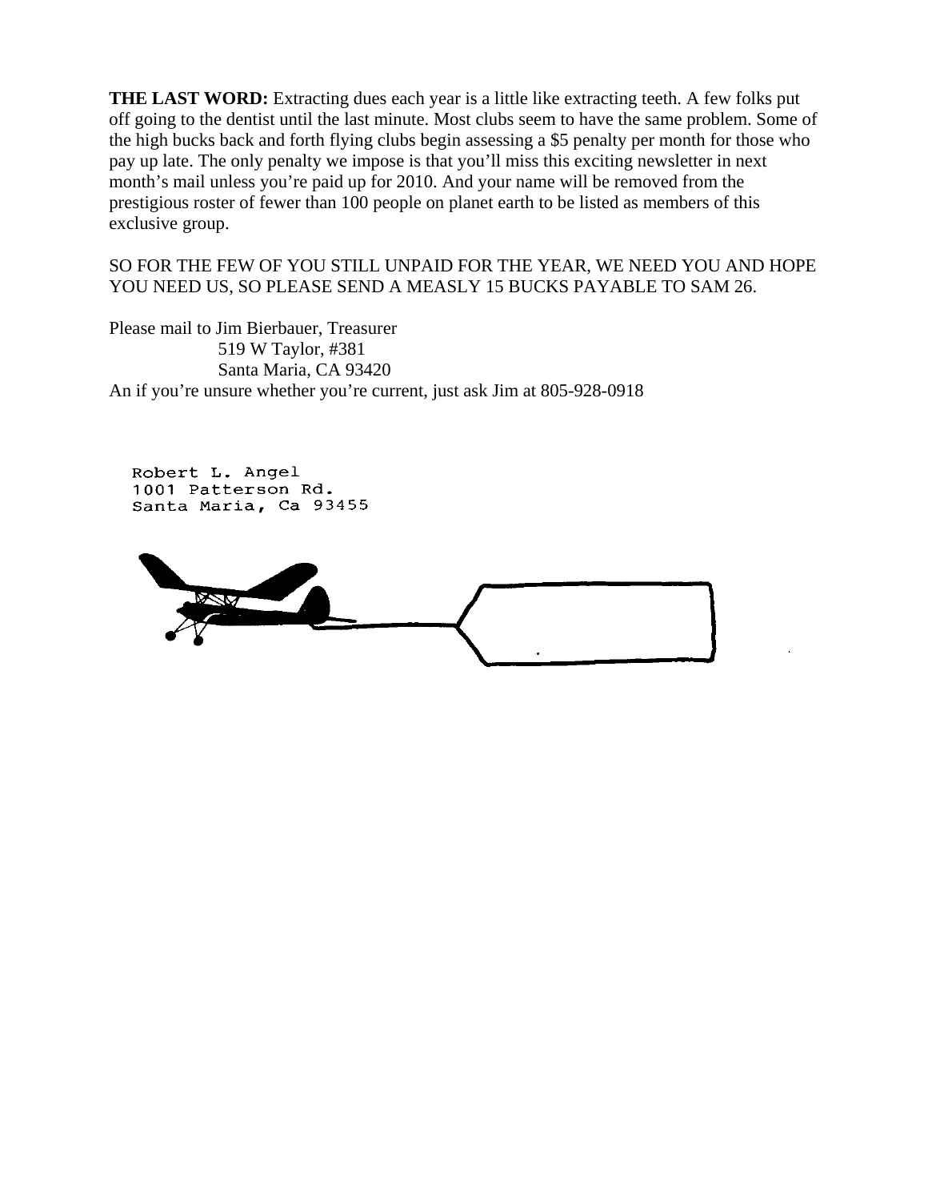**THE LAST WORD:** Extracting dues each year is a little like extracting teeth. A few folks put off going to the dentist until the last minute. Most clubs seem to have the same problem. Some of the high bucks back and forth flying clubs begin assessing a $5 penalty per month for those who pay up late. The only penalty we impose is that you'll miss this exciting newsletter in next month's mail unless you're paid up for 2010. And your name will be removed from the prestigious roster of fewer than 100 people on planet earth to be listed as members of this exclusive group.

SO FOR THE FEW OF YOU STILL UNPAID FOR THE YEAR, WE NEED YOU AND HOPE YOU NEED US, SO PLEASE SEND A MEASLY 15 BUCKS PAYABLE TO SAM 26.

Please mail to Jim Bierbauer, Treasurer
519 W Taylor, #381
Santa Maria, CA 93420

An if you're unsure whether you're current, just ask Jim at 805-928-0918

Robert L. Angel
1001 Patterson Rd.
Santa Maria, Ca 93455